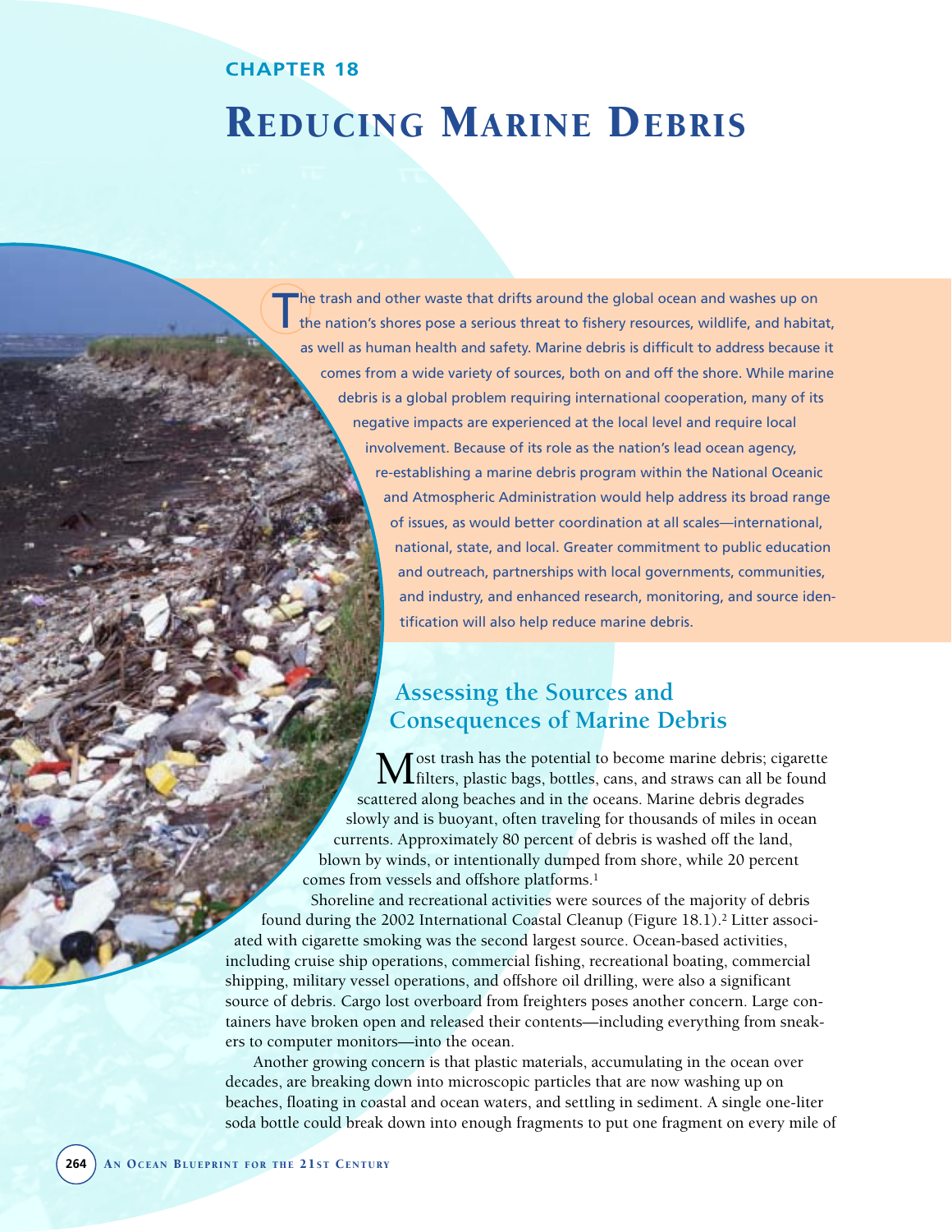# CHAPTER 18

# REDUCING MARINE DEBRIS

The trash and other waste that drifts around the global ocean and washes up on the nation's shores pose a serious threat to fishery resources, wildlife, and habitat, as well as human health and safety. Marine debris is difficult to address because it comes from a wide variety of sources, both on and off the shore. While marine debris is a global problem requiring international cooperation, many of its negative impacts are experienced at the local level and require local involvement. Because of its role as the nation's lead ocean agency, re-establishing a marine debris program within the National Oceanic and Atmospheric Administration would help address its broad range of issues, as would better coordination at all scales—international, national, state, and local. Greater commitment to public education and outreach, partnerships with local governments, communities, and industry, and enhanced research, monitoring, and source identification will also help reduce marine debris.

## Assessing the Sources and Consequences of Marine Debris

Most trash has the potential to become marine debris; cigarette filters, plastic bags, bottles, cans, and straws can all be found scattered along beaches and in the oceans. Marine debris degrades slowly and is buoyant, often traveling for thousands of miles in ocean currents. Approximately 80 percent of debris is washed off the land, blown by winds, or intentionally dumped from shore, while 20 percent comes from vessels and offshore platforms.[1]

Shoreline and recreational activities were sources of the majority of debris found during the 2002 International Coastal Cleanup (Figure 18.1).[2] Litter associated with cigarette smoking was the second largest source. Ocean-based activities, including cruise ship operations, commercial fishing, recreational boating, commercial shipping, military vessel operations, and offshore oil drilling, were also a significant source of debris. Cargo lost overboard from freighters poses another concern. Large containers have broken open and released their contents—including everything from sneakers to computer monitors—into the ocean.

Another growing concern is that plastic materials, accumulating in the ocean over decades, are breaking down into microscopic particles that are now washing up on beaches, floating in coastal and ocean waters, and settling in sediment. A single one-liter soda bottle could break down into enough fragments to put one fragment on every mile of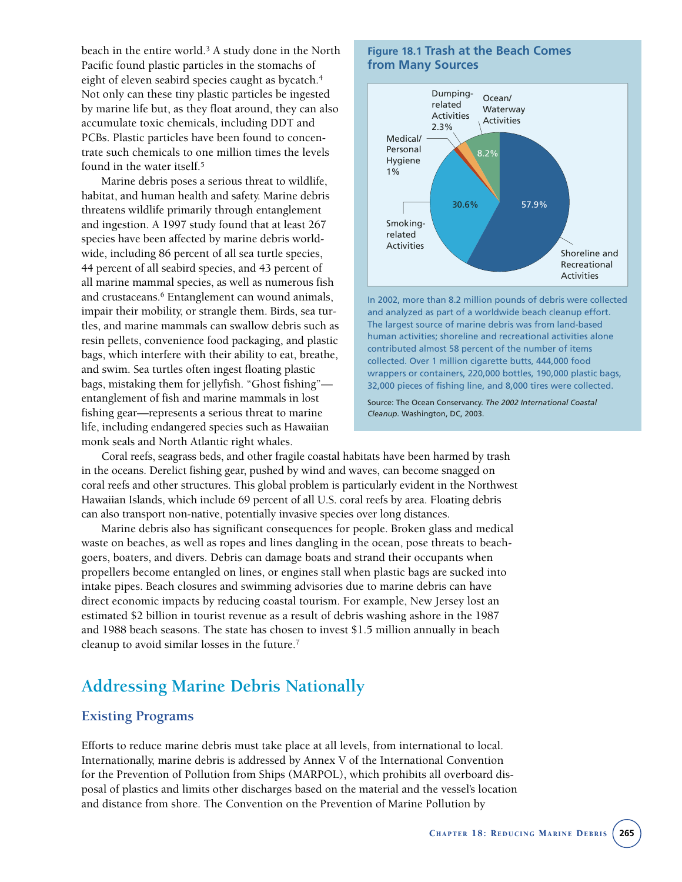beach in the entire world.[3] A study done in the North Pacific found plastic particles in the stomachs of eight of eleven seabird species caught as bycatch.[4] Not only can these tiny plastic particles be ingested by marine life but, as they float around, they can also accumulate toxic chemicals, including DDT and PCBs. Plastic particles have been found to concentrate such chemicals to one million times the levels found in the water itself.[5]

Marine debris poses a serious threat to wildlife, habitat, and human health and safety. Marine debris threatens wildlife primarily through entanglement and ingestion. A 1997 study found that at least 267 species have been affected by marine debris worldwide, including 86 percent of all sea turtle species, 44 percent of all seabird species, and 43 percent of all marine mammal species, as well as numerous fish and crustaceans.[6] Entanglement can wound animals, impair their mobility, or strangle them. Birds, sea turtles, and marine mammals can swallow debris such as resin pellets, convenience food packaging, and plastic bags, which interfere with their ability to eat, breathe, and swim. Sea turtles often ingest floating plastic bags, mistaking them for jellyfish. "Ghost fishing"—entanglement of fish and marine mammals in lost fishing gear—represents a serious threat to marine life, including endangered species such as Hawaiian monk seals and North Atlantic right whales.

**Figure 18.1 Trash at the Beach Comes from Many Sources**

Dumping-related Activities 2.3%

Ocean/ Waterway Activities 8.2%

Medical/ Personal Hygiene 1%

Smoking-related Activities 30.6%

Shoreline and Recreational Activities 57.9%

In 2002, more than 8.2 million pounds of debris were collected and analyzed as part of a worldwide beach cleanup effort. The largest source of marine debris was from land-based human activities; shoreline and recreational activities alone contributed almost 58 percent of the number of items collected. Over 1 million cigarette butts, 444,000 food wrappers or containers, 220,000 bottles, 190,000 plastic bags, 32,000 pieces of fishing line, and 8,000 tires were collected.

Source: The Ocean Conservancy. *The 2002 International Coastal Cleanup.* Washington, DC, 2003.

Coral reefs, seagrass beds, and other fragile coastal habitats have been harmed by trash in the oceans. Derelict fishing gear, pushed by wind and waves, can become snagged on coral reefs and other structures. This global problem is particularly evident in the Northwest Hawaiian Islands, which include 69 percent of all U.S. coral reefs by area. Floating debris can also transport non-native, potentially invasive species over long distances.

Marine debris also has significant consequences for people. Broken glass and medical waste on beaches, as well as ropes and lines dangling in the ocean, pose threats to beachgoers, boaters, and divers. Debris can damage boats and strand their occupants when propellers become entangled on lines, or engines stall when plastic bags are sucked into intake pipes. Beach closures and swimming advisories due to marine debris can have direct economic impacts by reducing coastal tourism. For example, New Jersey lost an estimated $2 billion in tourist revenue as a result of debris washing ashore in the 1987 and 1988 beach seasons. The state has chosen to invest $1.5 million annually in beach cleanup to avoid similar losses in the future.[7]

## Addressing Marine Debris Nationally

### Existing Programs

Efforts to reduce marine debris must take place at all levels, from international to local. Internationally, marine debris is addressed by Annex V of the International Convention for the Prevention of Pollution from Ships (MARPOL), which prohibits all overboard disposal of plastics and limits other discharges based on the material and the vessel's location and distance from shore. The Convention on the Prevention of Marine Pollution by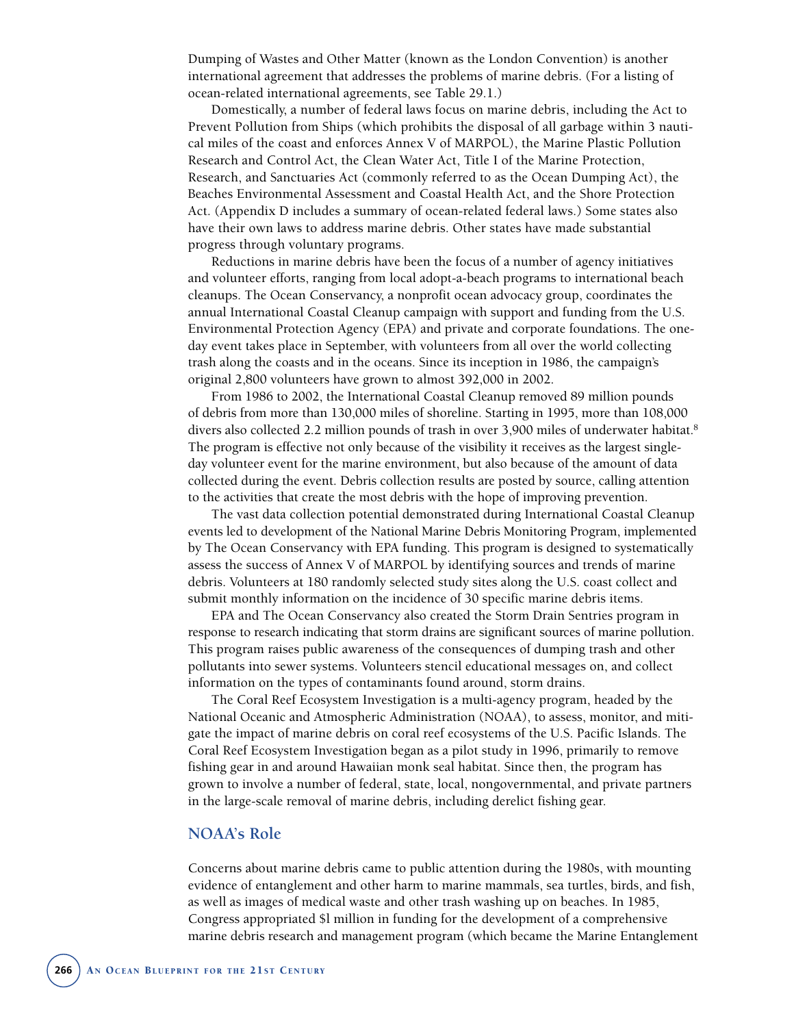Dumping of Wastes and Other Matter (known as the London Convention) is another international agreement that addresses the problems of marine debris. (For a listing of ocean-related international agreements, see Table 29.1.)

Domestically, a number of federal laws focus on marine debris, including the Act to Prevent Pollution from Ships (which prohibits the disposal of all garbage within 3 nautical miles of the coast and enforces Annex V of MARPOL), the Marine Plastic Pollution Research and Control Act, the Clean Water Act, Title I of the Marine Protection, Research, and Sanctuaries Act (commonly referred to as the Ocean Dumping Act), the Beaches Environmental Assessment and Coastal Health Act, and the Shore Protection Act. (Appendix D includes a summary of ocean-related federal laws.) Some states also have their own laws to address marine debris. Other states have made substantial progress through voluntary programs.

Reductions in marine debris have been the focus of a number of agency initiatives and volunteer efforts, ranging from local adopt-a-beach programs to international beach cleanups. The Ocean Conservancy, a nonprofit ocean advocacy group, coordinates the annual International Coastal Cleanup campaign with support and funding from the U.S. Environmental Protection Agency (EPA) and private and corporate foundations. The one-day event takes place in September, with volunteers from all over the world collecting trash along the coasts and in the oceans. Since its inception in 1986, the campaign's original 2,800 volunteers have grown to almost 392,000 in 2002.

From 1986 to 2002, the International Coastal Cleanup removed 89 million pounds of debris from more than 130,000 miles of shoreline. Starting in 1995, more than 108,000 divers also collected 2.2 million pounds of trash in over 3,900 miles of underwater habitat.[8] The program is effective not only because of the visibility it receives as the largest single-day volunteer event for the marine environment, but also because of the amount of data collected during the event. Debris collection results are posted by source, calling attention to the activities that create the most debris with the hope of improving prevention.

The vast data collection potential demonstrated during International Coastal Cleanup events led to development of the National Marine Debris Monitoring Program, implemented by The Ocean Conservancy with EPA funding. This program is designed to systematically assess the success of Annex V of MARPOL by identifying sources and trends of marine debris. Volunteers at 180 randomly selected study sites along the U.S. coast collect and submit monthly information on the incidence of 30 specific marine debris items.

EPA and The Ocean Conservancy also created the Storm Drain Sentries program in response to research indicating that storm drains are significant sources of marine pollution. This program raises public awareness of the consequences of dumping trash and other pollutants into sewer systems. Volunteers stencil educational messages on, and collect information on the types of contaminants found around, storm drains.

The Coral Reef Ecosystem Investigation is a multi-agency program, headed by the National Oceanic and Atmospheric Administration (NOAA), to assess, monitor, and mitigate the impact of marine debris on coral reef ecosystems of the U.S. Pacific Islands. The Coral Reef Ecosystem Investigation began as a pilot study in 1996, primarily to remove fishing gear in and around Hawaiian monk seal habitat. Since then, the program has grown to involve a number of federal, state, local, nongovernmental, and private partners in the large-scale removal of marine debris, including derelict fishing gear.

## NOAA's Role

Concerns about marine debris came to public attention during the 1980s, with mounting evidence of entanglement and other harm to marine mammals, sea turtles, birds, and fish, as well as images of medical waste and other trash washing up on beaches. In 1985, Congress appropriated $1 million in funding for the development of a comprehensive marine debris research and management program (which became the Marine Entanglement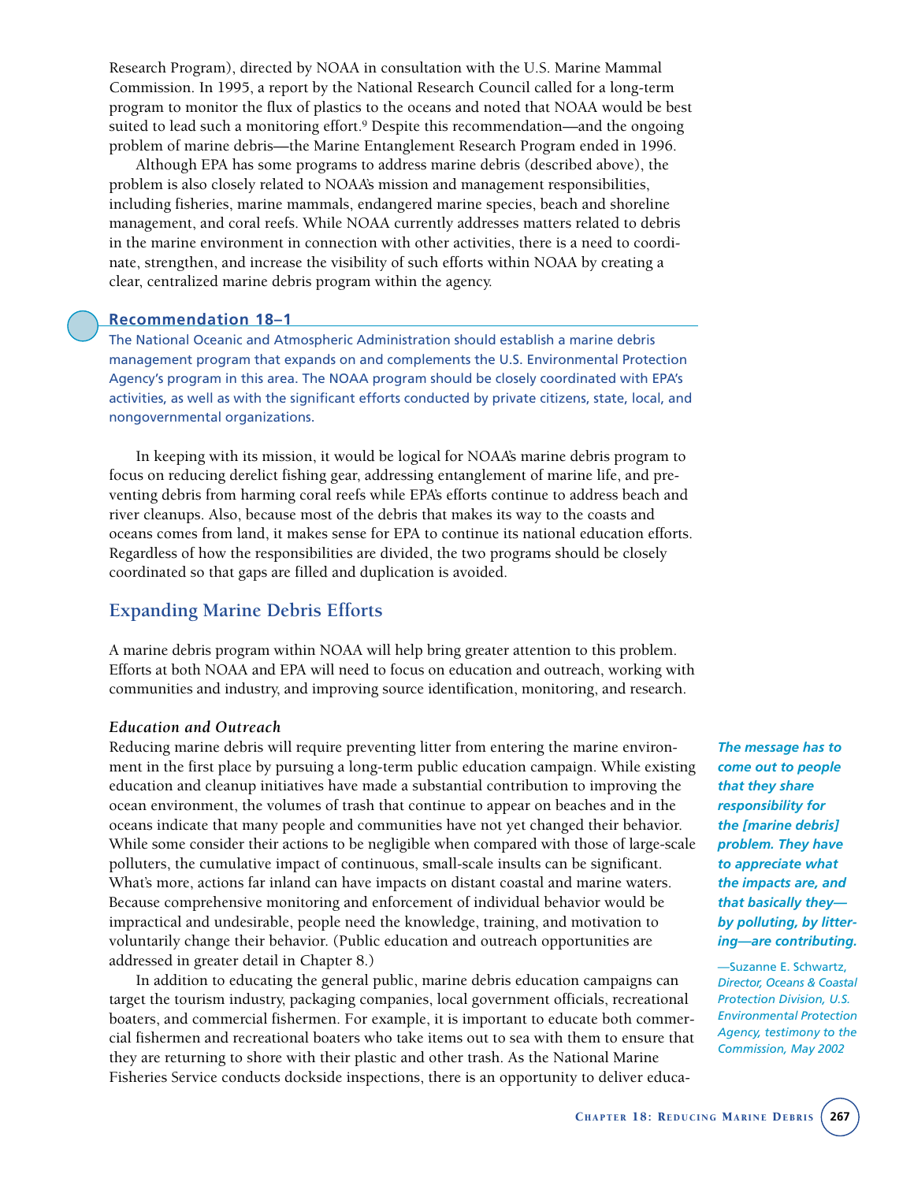Research Program), directed by NOAA in consultation with the U.S. Marine Mammal Commission. In 1995, a report by the National Research Council called for a long-term program to monitor the flux of plastics to the oceans and noted that NOAA would be best suited to lead such a monitoring effort.[9] Despite this recommendation—and the ongoing problem of marine debris—the Marine Entanglement Research Program ended in 1996.

Although EPA has some programs to address marine debris (described above), the problem is also closely related to NOAA's mission and management responsibilities, including fisheries, marine mammals, endangered marine species, beach and shoreline management, and coral reefs. While NOAA currently addresses matters related to debris in the marine environment in connection with other activities, there is a need to coordinate, strengthen, and increase the visibility of such efforts within NOAA by creating a clear, centralized marine debris program within the agency.

**Recommendation 18–1**

The National Oceanic and Atmospheric Administration should establish a marine debris management program that expands on and complements the U.S. Environmental Protection Agency's program in this area. The NOAA program should be closely coordinated with EPA's activities, as well as with the significant efforts conducted by private citizens, state, local, and nongovernmental organizations.

In keeping with its mission, it would be logical for NOAA's marine debris program to focus on reducing derelict fishing gear, addressing entanglement of marine life, and preventing debris from harming coral reefs while EPA's efforts continue to address beach and river cleanups. Also, because most of the debris that makes its way to the coasts and oceans comes from land, it makes sense for EPA to continue its national education efforts. Regardless of how the responsibilities are divided, the two programs should be closely coordinated so that gaps are filled and duplication is avoided.

## Expanding Marine Debris Efforts

A marine debris program within NOAA will help bring greater attention to this problem. Efforts at both NOAA and EPA will need to focus on education and outreach, working with communities and industry, and improving source identification, monitoring, and research.

### *Education and Outreach*

Reducing marine debris will require preventing litter from entering the marine environment in the first place by pursuing a long-term public education campaign. While existing education and cleanup initiatives have made a substantial contribution to improving the ocean environment, the volumes of trash that continue to appear on beaches and in the oceans indicate that many people and communities have not yet changed their behavior. While some consider their actions to be negligible when compared with those of large-scale polluters, the cumulative impact of continuous, small-scale insults can be significant. What's more, actions far inland can have impacts on distant coastal and marine waters. Because comprehensive monitoring and enforcement of individual behavior would be impractical and undesirable, people need the knowledge, training, and motivation to voluntarily change their behavior. (Public education and outreach opportunities are addressed in greater detail in Chapter 8.)

In addition to educating the general public, marine debris education campaigns can target the tourism industry, packaging companies, local government officials, recreational boaters, and commercial fishermen. For example, it is important to educate both commercial fishermen and recreational boaters who take items out to sea with them to ensure that they are returning to shore with their plastic and other trash. As the National Marine Fisheries Service conducts dockside inspections, there is an opportunity to deliver educa-

> ***The message has to come out to people that they share responsibility for the [marine debris] problem. They have to appreciate what the impacts are, and that basically they—by polluting, by littering—are contributing.***
>
> —Suzanne E. Schwartz, *Director, Oceans & Coastal Protection Division, U.S. Environmental Protection Agency, testimony to the Commission, May 2002*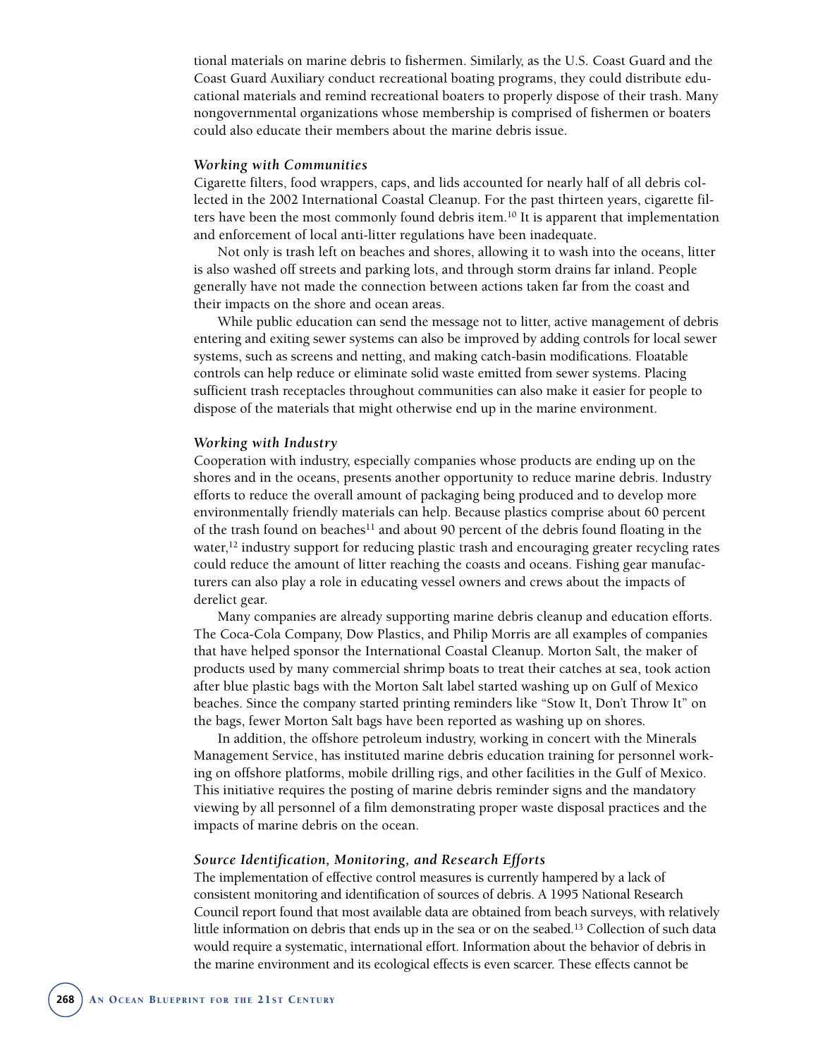tional materials on marine debris to fishermen. Similarly, as the U.S. Coast Guard and the Coast Guard Auxiliary conduct recreational boating programs, they could distribute educational materials and remind recreational boaters to properly dispose of their trash. Many nongovernmental organizations whose membership is comprised of fishermen or boaters could also educate their members about the marine debris issue.

### *Working with Communities*

Cigarette filters, food wrappers, caps, and lids accounted for nearly half of all debris collected in the 2002 International Coastal Cleanup. For the past thirteen years, cigarette filters have been the most commonly found debris item.[10] It is apparent that implementation and enforcement of local anti-litter regulations have been inadequate.

Not only is trash left on beaches and shores, allowing it to wash into the oceans, litter is also washed off streets and parking lots, and through storm drains far inland. People generally have not made the connection between actions taken far from the coast and their impacts on the shore and ocean areas.

While public education can send the message not to litter, active management of debris entering and exiting sewer systems can also be improved by adding controls for local sewer systems, such as screens and netting, and making catch-basin modifications. Floatable controls can help reduce or eliminate solid waste emitted from sewer systems. Placing sufficient trash receptacles throughout communities can also make it easier for people to dispose of the materials that might otherwise end up in the marine environment.

### *Working with Industry*

Cooperation with industry, especially companies whose products are ending up on the shores and in the oceans, presents another opportunity to reduce marine debris. Industry efforts to reduce the overall amount of packaging being produced and to develop more environmentally friendly materials can help. Because plastics comprise about 60 percent of the trash found on beaches[11] and about 90 percent of the debris found floating in the water,[12] industry support for reducing plastic trash and encouraging greater recycling rates could reduce the amount of litter reaching the coasts and oceans. Fishing gear manufacturers can also play a role in educating vessel owners and crews about the impacts of derelict gear.

Many companies are already supporting marine debris cleanup and education efforts. The Coca-Cola Company, Dow Plastics, and Philip Morris are all examples of companies that have helped sponsor the International Coastal Cleanup. Morton Salt, the maker of products used by many commercial shrimp boats to treat their catches at sea, took action after blue plastic bags with the Morton Salt label started washing up on Gulf of Mexico beaches. Since the company started printing reminders like "Stow It, Don't Throw It" on the bags, fewer Morton Salt bags have been reported as washing up on shores.

In addition, the offshore petroleum industry, working in concert with the Minerals Management Service, has instituted marine debris education training for personnel working on offshore platforms, mobile drilling rigs, and other facilities in the Gulf of Mexico. This initiative requires the posting of marine debris reminder signs and the mandatory viewing by all personnel of a film demonstrating proper waste disposal practices and the impacts of marine debris on the ocean.

### *Source Identification, Monitoring, and Research Efforts*

The implementation of effective control measures is currently hampered by a lack of consistent monitoring and identification of sources of debris. A 1995 National Research Council report found that most available data are obtained from beach surveys, with relatively little information on debris that ends up in the sea or on the seabed.[13] Collection of such data would require a systematic, international effort. Information about the behavior of debris in the marine environment and its ecological effects is even scarcer. These effects cannot be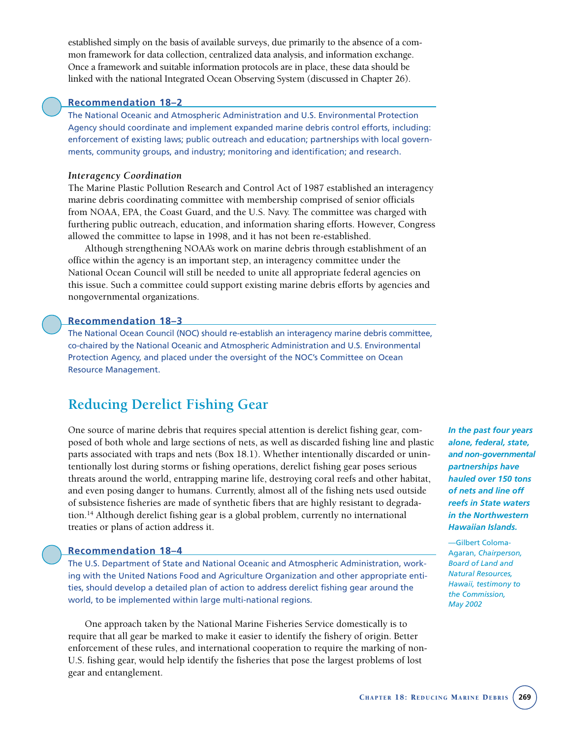established simply on the basis of available surveys, due primarily to the absence of a common framework for data collection, centralized data analysis, and information exchange. Once a framework and suitable information protocols are in place, these data should be linked with the national Integrated Ocean Observing System (discussed in Chapter 26).

**Recommendation 18–2**

The National Oceanic and Atmospheric Administration and U.S. Environmental Protection Agency should coordinate and implement expanded marine debris control efforts, including: enforcement of existing laws; public outreach and education; partnerships with local governments, community groups, and industry; monitoring and identification; and research.

### *Interagency Coordination*

The Marine Plastic Pollution Research and Control Act of 1987 established an interagency marine debris coordinating committee with membership comprised of senior officials from NOAA, EPA, the Coast Guard, and the U.S. Navy. The committee was charged with furthering public outreach, education, and information sharing efforts. However, Congress allowed the committee to lapse in 1998, and it has not been re-established.

Although strengthening NOAA's work on marine debris through establishment of an office within the agency is an important step, an interagency committee under the National Ocean Council will still be needed to unite all appropriate federal agencies on this issue. Such a committee could support existing marine debris efforts by agencies and nongovernmental organizations.

**Recommendation 18–3**

The National Ocean Council (NOC) should re-establish an interagency marine debris committee, co-chaired by the National Oceanic and Atmospheric Administration and U.S. Environmental Protection Agency, and placed under the oversight of the NOC's Committee on Ocean Resource Management.

## Reducing Derelict Fishing Gear

One source of marine debris that requires special attention is derelict fishing gear, composed of both whole and large sections of nets, as well as discarded fishing line and plastic parts associated with traps and nets (Box 18.1). Whether intentionally discarded or unintentionally lost during storms or fishing operations, derelict fishing gear poses serious threats around the world, entrapping marine life, destroying coral reefs and other habitat, and even posing danger to humans. Currently, almost all of the fishing nets used outside of subsistence fisheries are made of synthetic fibers that are highly resistant to degradation.[14] Although derelict fishing gear is a global problem, currently no international treaties or plans of action address it.

***In the past four years alone, federal, state, and non-governmental partnerships have hauled over 150 tons of nets and line off reefs in State waters in the Northwestern Hawaiian Islands.***

—Gilbert Coloma-Agaran, *Chairperson, Board of Land and Natural Resources, Hawaii, testimony to the Commission, May 2002*

**Recommendation 18–4**

The U.S. Department of State and National Oceanic and Atmospheric Administration, working with the United Nations Food and Agriculture Organization and other appropriate entities, should develop a detailed plan of action to address derelict fishing gear around the world, to be implemented within large multi-national regions.

One approach taken by the National Marine Fisheries Service domestically is to require that all gear be marked to make it easier to identify the fishery of origin. Better enforcement of these rules, and international cooperation to require the marking of non-U.S. fishing gear, would help identify the fisheries that pose the largest problems of lost gear and entanglement.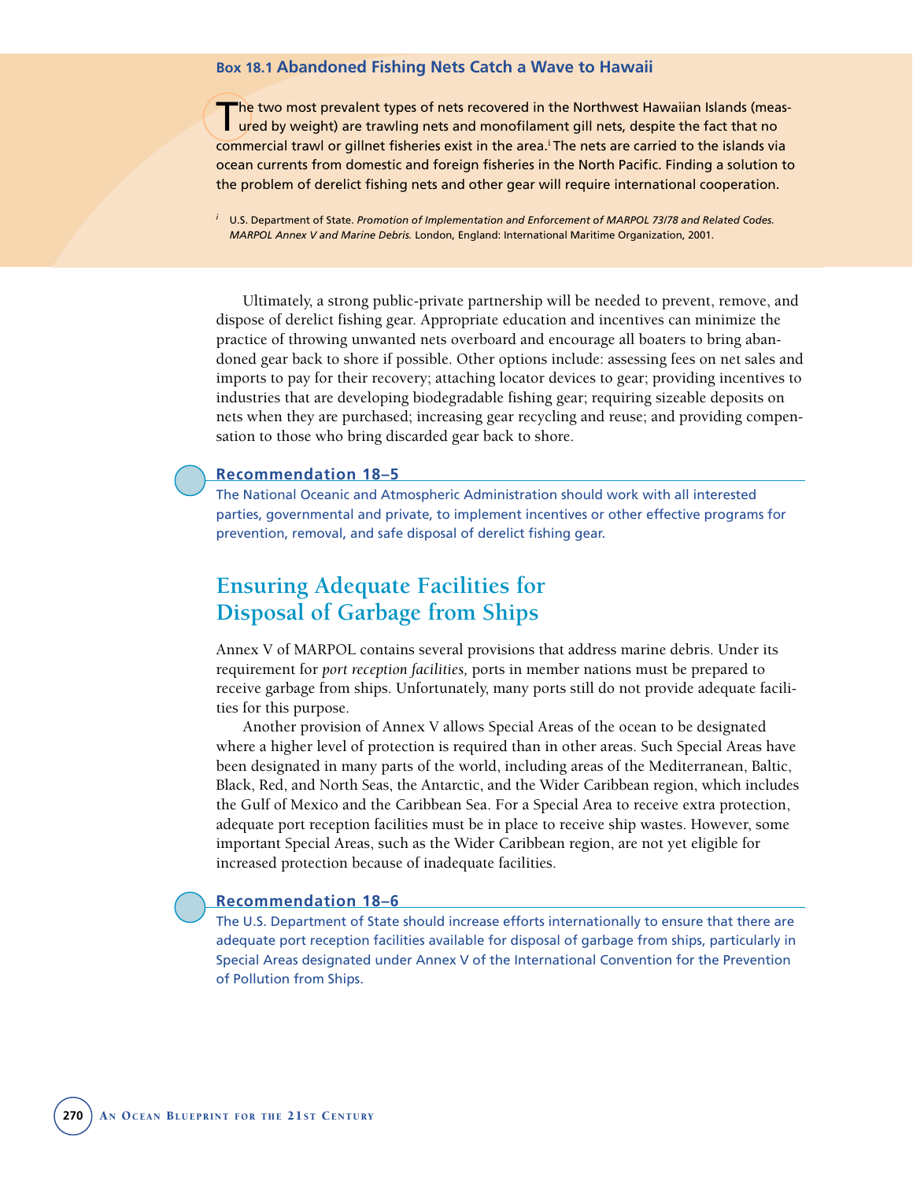### Box 18.1 Abandoned Fishing Nets Catch a Wave to Hawaii

The two most prevalent types of nets recovered in the Northwest Hawaiian Islands (measured by weight) are trawling nets and monofilament gill nets, despite the fact that no commercial trawl or gillnet fisheries exist in the area.[i] The nets are carried to the islands via ocean currents from domestic and foreign fisheries in the North Pacific. Finding a solution to the problem of derelict fishing nets and other gear will require international cooperation.

[i] U.S. Department of State. *Promotion of Implementation and Enforcement of MARPOL 73/78 and Related Codes. MARPOL Annex V and Marine Debris.* London, England: International Maritime Organization, 2001.

Ultimately, a strong public-private partnership will be needed to prevent, remove, and dispose of derelict fishing gear. Appropriate education and incentives can minimize the practice of throwing unwanted nets overboard and encourage all boaters to bring abandoned gear back to shore if possible. Other options include: assessing fees on net sales and imports to pay for their recovery; attaching locator devices to gear; providing incentives to industries that are developing biodegradable fishing gear; requiring sizeable deposits on nets when they are purchased; increasing gear recycling and reuse; and providing compensation to those who bring discarded gear back to shore.

**Recommendation 18–5**

The National Oceanic and Atmospheric Administration should work with all interested parties, governmental and private, to implement incentives or other effective programs for prevention, removal, and safe disposal of derelict fishing gear.

## Ensuring Adequate Facilities for Disposal of Garbage from Ships

Annex V of MARPOL contains several provisions that address marine debris. Under its requirement for *port reception facilities,* ports in member nations must be prepared to receive garbage from ships. Unfortunately, many ports still do not provide adequate facilities for this purpose.

Another provision of Annex V allows Special Areas of the ocean to be designated where a higher level of protection is required than in other areas. Such Special Areas have been designated in many parts of the world, including areas of the Mediterranean, Baltic, Black, Red, and North Seas, the Antarctic, and the Wider Caribbean region, which includes the Gulf of Mexico and the Caribbean Sea. For a Special Area to receive extra protection, adequate port reception facilities must be in place to receive ship wastes. However, some important Special Areas, such as the Wider Caribbean region, are not yet eligible for increased protection because of inadequate facilities.

**Recommendation 18–6**

The U.S. Department of State should increase efforts internationally to ensure that there are adequate port reception facilities available for disposal of garbage from ships, particularly in Special Areas designated under Annex V of the International Convention for the Prevention of Pollution from Ships.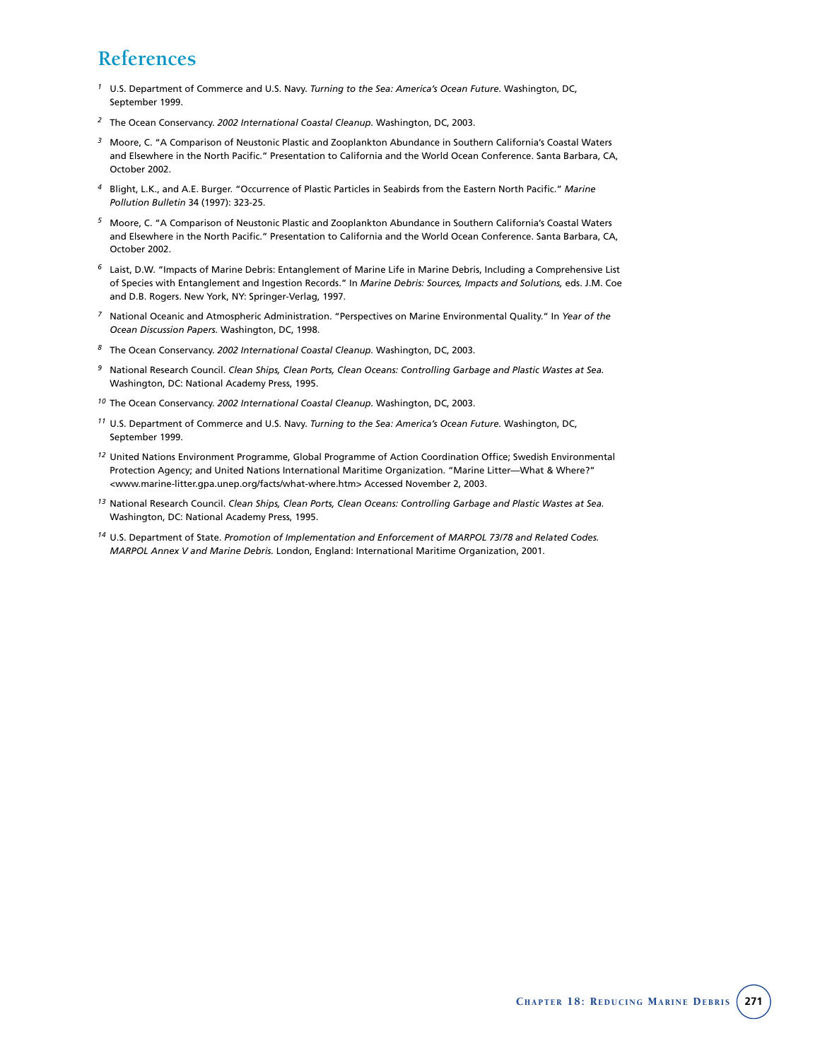## References

[1] U.S. Department of Commerce and U.S. Navy. *Turning to the Sea: America's Ocean Future*. Washington, DC, September 1999.

[2] The Ocean Conservancy. *2002 International Coastal Cleanup.* Washington, DC, 2003.

[3] Moore, C. "A Comparison of Neustonic Plastic and Zooplankton Abundance in Southern California's Coastal Waters and Elsewhere in the North Pacific." Presentation to California and the World Ocean Conference. Santa Barbara, CA, October 2002.

[4] Blight, L.K., and A.E. Burger. "Occurrence of Plastic Particles in Seabirds from the Eastern North Pacific." *Marine Pollution Bulletin* 34 (1997): 323-25.

[5] Moore, C. "A Comparison of Neustonic Plastic and Zooplankton Abundance in Southern California's Coastal Waters and Elsewhere in the North Pacific." Presentation to California and the World Ocean Conference. Santa Barbara, CA, October 2002.

[6] Laist, D.W. "Impacts of Marine Debris: Entanglement of Marine Life in Marine Debris, Including a Comprehensive List of Species with Entanglement and Ingestion Records." In *Marine Debris: Sources, Impacts and Solutions,* eds. J.M. Coe and D.B. Rogers. New York, NY: Springer-Verlag, 1997.

[7] National Oceanic and Atmospheric Administration. "Perspectives on Marine Environmental Quality." In *Year of the Ocean Discussion Papers.* Washington, DC, 1998.

[8] The Ocean Conservancy. *2002 International Coastal Cleanup.* Washington, DC, 2003.

[9] National Research Council. *Clean Ships, Clean Ports, Clean Oceans: Controlling Garbage and Plastic Wastes at Sea.* Washington, DC: National Academy Press, 1995.

[10] The Ocean Conservancy. *2002 International Coastal Cleanup.* Washington, DC, 2003.

[11] U.S. Department of Commerce and U.S. Navy. *Turning to the Sea: America's Ocean Future*. Washington, DC, September 1999.

[12] United Nations Environment Programme, Global Programme of Action Coordination Office; Swedish Environmental Protection Agency; and United Nations International Maritime Organization. "Marine Litter—What & Where?" <www.marine-litter.gpa.unep.org/facts/what-where.htm> Accessed November 2, 2003.

[13] National Research Council. *Clean Ships, Clean Ports, Clean Oceans: Controlling Garbage and Plastic Wastes at Sea.* Washington, DC: National Academy Press, 1995.

[14] U.S. Department of State. *Promotion of Implementation and Enforcement of MARPOL 73/78 and Related Codes. MARPOL Annex V and Marine Debris.* London, England: International Maritime Organization, 2001.